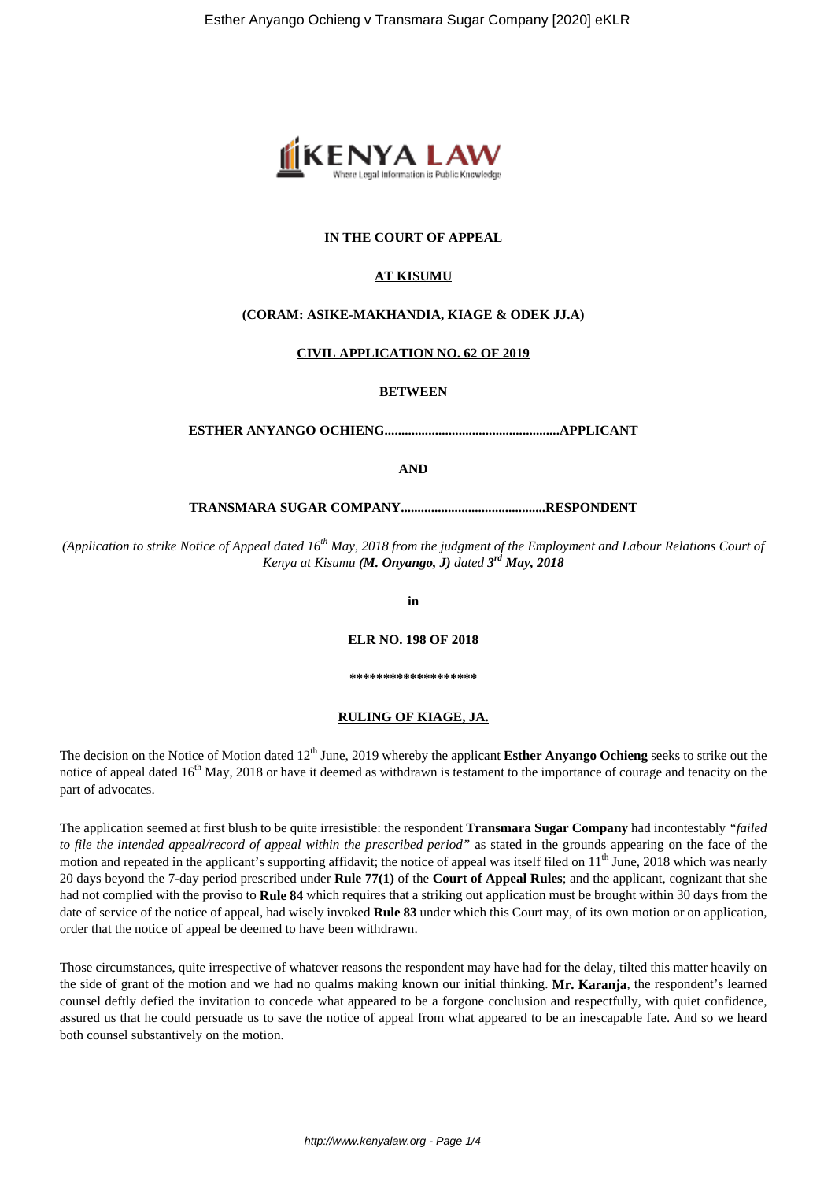**IN THE COURT OF APPEAL**

**AT KISUMU**

**(CORAM: ASIKE-MAKHANDIA, KIAGE & ODEK JJ.A)**

**CIVIL APPLICATION NO. 62 OF 2019**

**BETWEEN**

**ESTHER ANYANGO OCHIENG....................................................APPLICANT**

**AND**

**TRANSMARA SUGAR COMPANY...........................................RESPONDENT**

*(Application to strike Notice of Appeal dated 16th May, 2018 from the judgment of the Employment and Labour Relations Court of Kenya at Kisumu **(M. Onyango, J)** dated **3rd May, 2018***

**in**

**ELR NO. 198 OF 2018**

**\*\*\*\*\*\*\*\*\*\*\*\*\*\*\*\*\*\*\***

**RULING OF KIAGE, JA.**

The decision on the Notice of Motion dated 12th June, 2019 whereby the applicant **Esther Anyango Ochieng** seeks to strike out the notice of appeal dated 16th May, 2018 or have it deemed as withdrawn is testament to the importance of courage and tenacity on the part of advocates.

The application seemed at first blush to be quite irresistible: the respondent **Transmara Sugar Company** had incontestably *"failed to file the intended appeal/record of appeal within the prescribed period"* as stated in the grounds appearing on the face of the motion and repeated in the applicant's supporting affidavit; the notice of appeal was itself filed on 11th June, 2018 which was nearly 20 days beyond the 7-day period prescribed under **Rule 77(1)** of the **Court of Appeal Rules**; and the applicant, cognizant that she had not complied with the proviso to **Rule 84** which requires that a striking out application must be brought within 30 days from the date of service of the notice of appeal, had wisely invoked **Rule 83** under which this Court may, of its own motion or on application, order that the notice of appeal be deemed to have been withdrawn.

Those circumstances, quite irrespective of whatever reasons the respondent may have had for the delay, tilted this matter heavily on the side of grant of the motion and we had no qualms making known our initial thinking. **Mr. Karanja**, the respondent's learned counsel deftly defied the invitation to concede what appeared to be a forgone conclusion and respectfully, with quiet confidence, assured us that he could persuade us to save the notice of appeal from what appeared to be an inescapable fate. And so we heard both counsel substantively on the motion.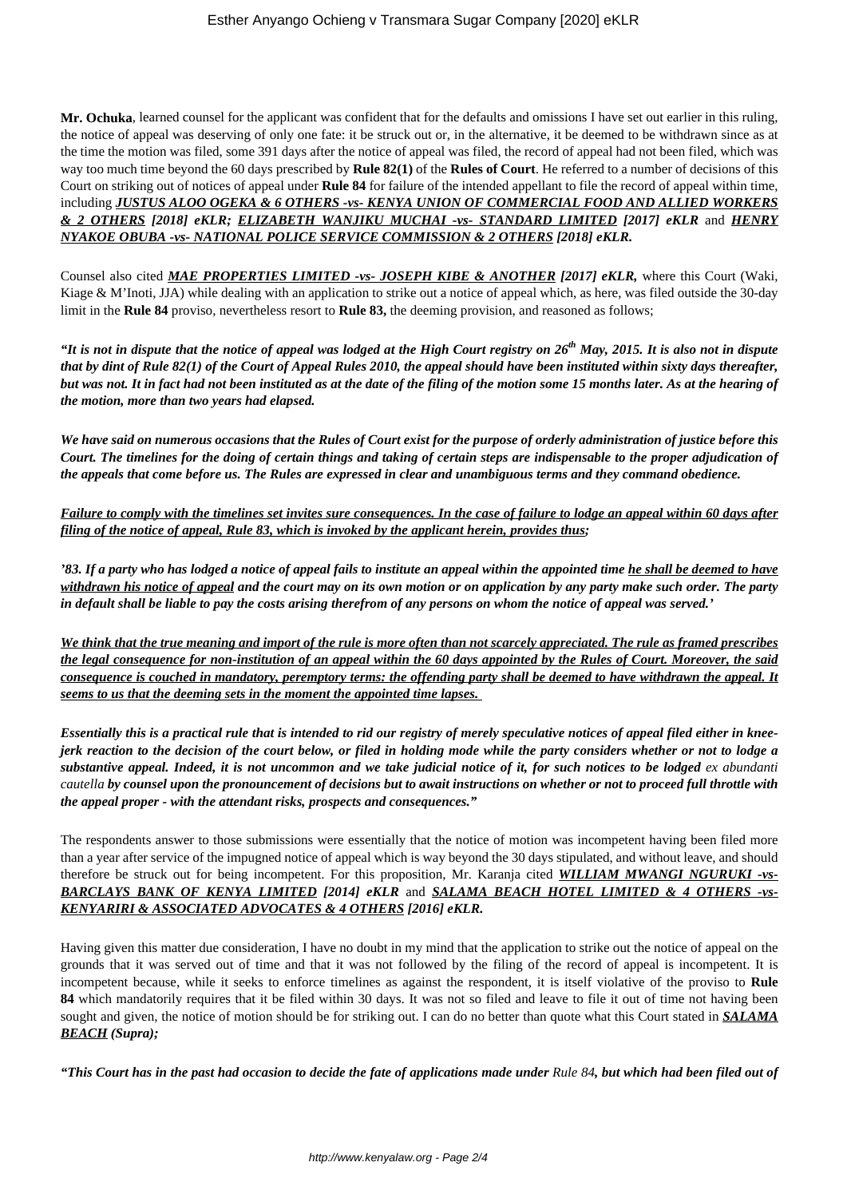**Mr. Ochuka**, learned counsel for the applicant was confident that for the defaults and omissions I have set out earlier in this ruling, the notice of appeal was deserving of only one fate: it be struck out or, in the alternative, it be deemed to be withdrawn since as at the time the motion was filed, some 391 days after the notice of appeal was filed, the record of appeal had not been filed, which was way too much time beyond the 60 days prescribed by **Rule 82(1)** of the **Rules of Court**. He referred to a number of decisions of this Court on striking out of notices of appeal under **Rule 84** for failure of the intended appellant to file the record of appeal within time, including ***JUSTUS ALOO OGEKA & 6 OTHERS -vs- KENYA UNION OF COMMERCIAL FOOD AND ALLIED WORKERS & 2 OTHERS*** ***[2018] eKLR; ELIZABETH WANJIKU MUCHAI -vs- STANDARD LIMITED [2017] eKLR*** and ***HENRY NYAKOE OBUBA -vs- NATIONAL POLICE SERVICE COMMISSION & 2 OTHERS [2018] eKLR.***

Counsel also cited ***MAE PROPERTIES LIMITED -vs- JOSEPH KIBE & ANOTHER [2017] eKLR,*** where this Court (Waki, Kiage & M'Inoti, JJA) while dealing with an application to strike out a notice of appeal which, as here, was filed outside the 30-day limit in the **Rule 84** proviso, nevertheless resort to **Rule 83,** the deeming provision, and reasoned as follows;

***"It is not in dispute that the notice of appeal was lodged at the High Court registry on 26th May, 2015. It is also not in dispute that by dint of Rule 82(1) of the Court of Appeal Rules 2010, the appeal should have been instituted within sixty days thereafter, but was not. It in fact had not been instituted as at the date of the filing of the motion some 15 months later. As at the hearing of the motion, more than two years had elapsed.***

***We have said on numerous occasions that the Rules of Court exist for the purpose of orderly administration of justice before this Court. The timelines for the doing of certain things and taking of certain steps are indispensable to the proper adjudication of the appeals that come before us. The Rules are expressed in clear and unambiguous terms and they command obedience.***

***Failure to comply with the timelines set invites sure consequences. In the case of failure to lodge an appeal within 60 days after filing of the notice of appeal, Rule 83, which is invoked by the applicant herein, provides thus;***

***'83. If a party who has lodged a notice of appeal fails to institute an appeal within the appointed time he shall be deemed to have withdrawn his notice of appeal and the court may on its own motion or on application by any party make such order. The party in default shall be liable to pay the costs arising therefrom of any persons on whom the notice of appeal was served.'***

***We think that the true meaning and import of the rule is more often than not scarcely appreciated. The rule as framed prescribes the legal consequence for non-institution of an appeal within the 60 days appointed by the Rules of Court. Moreover, the said consequence is couched in mandatory, peremptory terms: the offending party shall be deemed to have withdrawn the appeal. It seems to us that the deeming sets in the moment the appointed time lapses.***

***Essentially this is a practical rule that is intended to rid our registry of merely speculative notices of appeal filed either in knee-jerk reaction to the decision of the court below, or filed in holding mode while the party considers whether or not to lodge a substantive appeal. Indeed, it is not uncommon and we take judicial notice of it, for such notices to be lodged*** *ex abundanti cautella* ***by counsel upon the pronouncement of decisions but to await instructions on whether or not to proceed full throttle with the appeal proper - with the attendant risks, prospects and consequences."***

The respondents answer to those submissions were essentially that the notice of motion was incompetent having been filed more than a year after service of the impugned notice of appeal which is way beyond the 30 days stipulated, and without leave, and should therefore be struck out for being incompetent. For this proposition, Mr. Karanja cited ***WILLIAM MWANGI NGURUKI -vs- BARCLAYS BANK OF KENYA LIMITED [2014] eKLR*** and ***SALAMA BEACH HOTEL LIMITED & 4 OTHERS -vs- KENYARIRI & ASSOCIATED ADVOCATES & 4 OTHERS [2016] eKLR.***

Having given this matter due consideration, I have no doubt in my mind that the application to strike out the notice of appeal on the grounds that it was served out of time and that it was not followed by the filing of the record of appeal is incompetent. It is incompetent because, while it seeks to enforce timelines as against the respondent, it is itself violative of the proviso to **Rule 84** which mandatorily requires that it be filed within 30 days. It was not so filed and leave to file it out of time not having been sought and given, the notice of motion should be for striking out. I can do no better than quote what this Court stated in ***SALAMA BEACH (Supra);***

***"This Court has in the past had occasion to decide the fate of applications made under*** *Rule 84****, but which had been filed out of***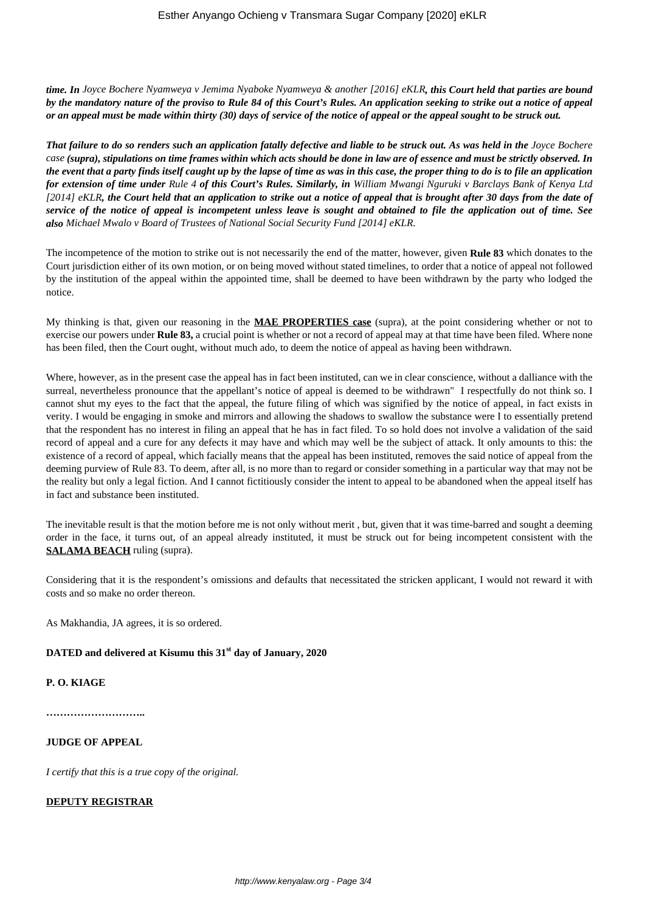***time. In** Joyce Bochere Nyamweya v Jemima Nyaboke Nyamweya & another [2016] eKLR**, this Court held that parties are bound by the mandatory nature of the proviso to Rule 84 of this Court's Rules. An application seeking to strike out a notice of appeal or an appeal must be made within thirty (30) days of service of the notice of appeal or the appeal sought to be struck out.***

***That failure to do so renders such an application fatally defective and liable to be struck out. As was held in the** Joyce Bochere case **(supra), stipulations on time frames within which acts should be done in law are of essence and must be strictly observed. In the event that a party finds itself caught up by the lapse of time as was in this case, the proper thing to do is to file an application for extension of time under** Rule 4 **of this Court's Rules. Similarly, in** William Mwangi Nguruki v Barclays Bank of Kenya Ltd [2014] eKLR**, the Court held that an application to strike out a notice of appeal that is brought after 30 days from the date of service of the notice of appeal is incompetent unless leave is sought and obtained to file the application out of time. See also** Michael Mwalo v Board of Trustees of National Social Security Fund [2014] eKLR.*

The incompetence of the motion to strike out is not necessarily the end of the matter, however, given **Rule 83** which donates to the Court jurisdiction either of its own motion, or on being moved without stated timelines, to order that a notice of appeal not followed by the institution of the appeal within the appointed time, shall be deemed to have been withdrawn by the party who lodged the notice.

My thinking is that, given our reasoning in the **MAE PROPERTIES case** (supra), at the point considering whether or not to exercise our powers under **Rule 83,** a crucial point is whether or not a record of appeal may at that time have been filed. Where none has been filed, then the Court ought, without much ado, to deem the notice of appeal as having been withdrawn.

Where, however, as in the present case the appeal has in fact been instituted, can we in clear conscience, without a dalliance with the surreal, nevertheless pronounce that the appellant's notice of appeal is deemed to be withdrawn" I respectfully do not think so. I cannot shut my eyes to the fact that the appeal, the future filing of which was signified by the notice of appeal, in fact exists in verity. I would be engaging in smoke and mirrors and allowing the shadows to swallow the substance were I to essentially pretend that the respondent has no interest in filing an appeal that he has in fact filed. To so hold does not involve a validation of the said record of appeal and a cure for any defects it may have and which may well be the subject of attack. It only amounts to this: the existence of a record of appeal, which facially means that the appeal has been instituted, removes the said notice of appeal from the deeming purview of Rule 83. To deem, after all, is no more than to regard or consider something in a particular way that may not be the reality but only a legal fiction. And I cannot fictitiously consider the intent to appeal to be abandoned when the appeal itself has in fact and substance been instituted.

The inevitable result is that the motion before me is not only without merit , but, given that it was time-barred and sought a deeming order in the face, it turns out, of an appeal already instituted, it must be struck out for being incompetent consistent with the **SALAMA BEACH** ruling (supra).

Considering that it is the respondent's omissions and defaults that necessitated the stricken applicant, I would not reward it with costs and so make no order thereon.

As Makhandia, JA agrees, it is so ordered.

**DATED and delivered at Kisumu this 31st day of January, 2020**

**P. O. KIAGE**

**………………………..**

**JUDGE OF APPEAL**

*I certify that this is a true copy of the original.*

**DEPUTY REGISTRAR**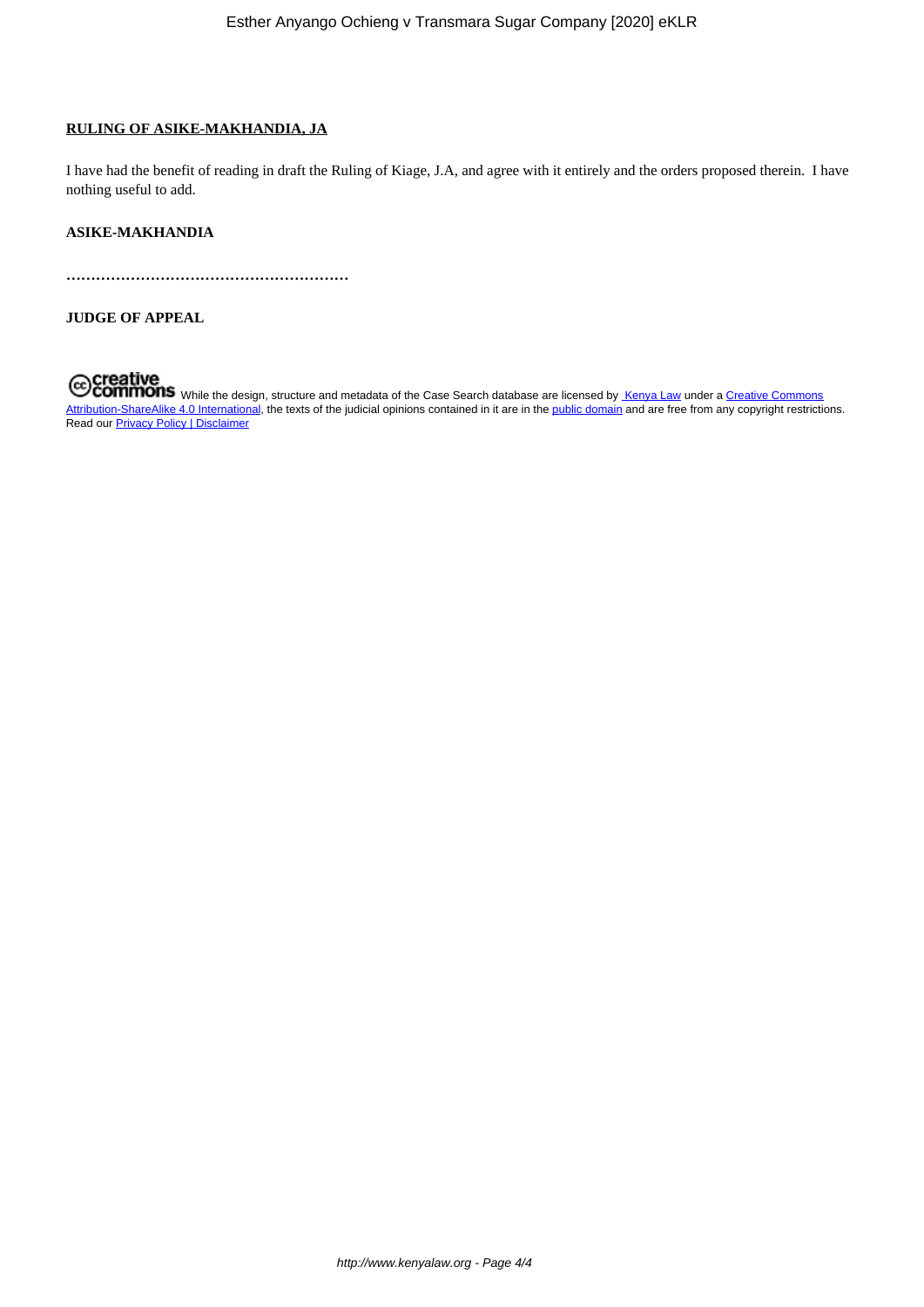**RULING OF ASIKE-MAKHANDIA, JA**

I have had the benefit of reading in draft the Ruling of Kiage, J.A, and agree with it entirely and the orders proposed therein. I have nothing useful to add.

**ASIKE-MAKHANDIA**

**……………………………………………….**

**JUDGE OF APPEAL**

While the design, structure and metadata of the Case Search database are licensed by Kenya Law under a Creative Commons Attribution-ShareAlike 4.0 International, the texts of the judicial opinions contained in it are in the public domain and are free from any copyright restrictions. Read our Privacy Policy | Disclaimer